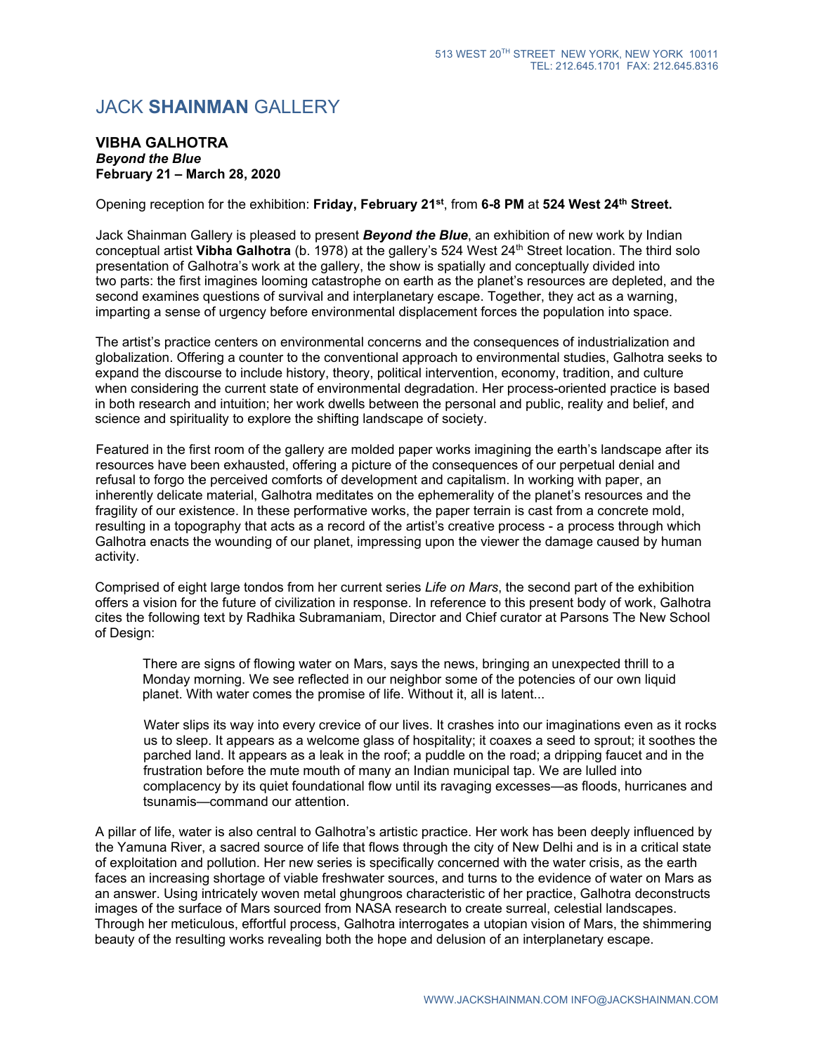513 WEST 20TH STREET NEW YORK, NEW YORK 10011
TEL: 212.645.1701 FAX: 212.645.8316

# JACK **SHAINMAN** GALLERY

**VIBHA GALHOTRA**
***Beyond the Blue***
**February 21 – March 28, 2020**

Opening reception for the exhibition: **Friday, February 21st**, from **6-8 PM** at **524 West 24th Street.**

Jack Shainman Gallery is pleased to present ***Beyond the Blue***, an exhibition of new work by Indian conceptual artist **Vibha Galhotra** (b. 1978) at the gallery's 524 West 24th Street location. The third solo presentation of Galhotra's work at the gallery, the show is spatially and conceptually divided into two parts: the first imagines looming catastrophe on earth as the planet's resources are depleted, and the second examines questions of survival and interplanetary escape. Together, they act as a warning, imparting a sense of urgency before environmental displacement forces the population into space.

The artist's practice centers on environmental concerns and the consequences of industrialization and globalization. Offering a counter to the conventional approach to environmental studies, Galhotra seeks to expand the discourse to include history, theory, political intervention, economy, tradition, and culture when considering the current state of environmental degradation. Her process-oriented practice is based in both research and intuition; her work dwells between the personal and public, reality and belief, and science and spirituality to explore the shifting landscape of society.

Featured in the first room of the gallery are molded paper works imagining the earth's landscape after its resources have been exhausted, offering a picture of the consequences of our perpetual denial and refusal to forgo the perceived comforts of development and capitalism. In working with paper, an inherently delicate material, Galhotra meditates on the ephemerality of the planet's resources and the fragility of our existence. In these performative works, the paper terrain is cast from a concrete mold, resulting in a topography that acts as a record of the artist's creative process - a process through which Galhotra enacts the wounding of our planet, impressing upon the viewer the damage caused by human activity.

Comprised of eight large tondos from her current series *Life on Mars*, the second part of the exhibition offers a vision for the future of civilization in response. In reference to this present body of work, Galhotra cites the following text by Radhika Subramaniam, Director and Chief curator at Parsons The New School of Design:

> There are signs of flowing water on Mars, says the news, bringing an unexpected thrill to a Monday morning. We see reflected in our neighbor some of the potencies of our own liquid planet. With water comes the promise of life. Without it, all is latent...
>
> Water slips its way into every crevice of our lives. It crashes into our imaginations even as it rocks us to sleep. It appears as a welcome glass of hospitality; it coaxes a seed to sprout; it soothes the parched land. It appears as a leak in the roof; a puddle on the road; a dripping faucet and in the frustration before the mute mouth of many an Indian municipal tap. We are lulled into complacency by its quiet foundational flow until its ravaging excesses—as floods, hurricanes and tsunamis—command our attention.

A pillar of life, water is also central to Galhotra's artistic practice. Her work has been deeply influenced by the Yamuna River, a sacred source of life that flows through the city of New Delhi and is in a critical state of exploitation and pollution. Her new series is specifically concerned with the water crisis, as the earth faces an increasing shortage of viable freshwater sources, and turns to the evidence of water on Mars as an answer. Using intricately woven metal ghungroos characteristic of her practice, Galhotra deconstructs images of the surface of Mars sourced from NASA research to create surreal, celestial landscapes. Through her meticulous, effortful process, Galhotra interrogates a utopian vision of Mars, the shimmering beauty of the resulting works revealing both the hope and delusion of an interplanetary escape.

WWW.JACKSHAINMAN.COM INFO@JACKSHAINMAN.COM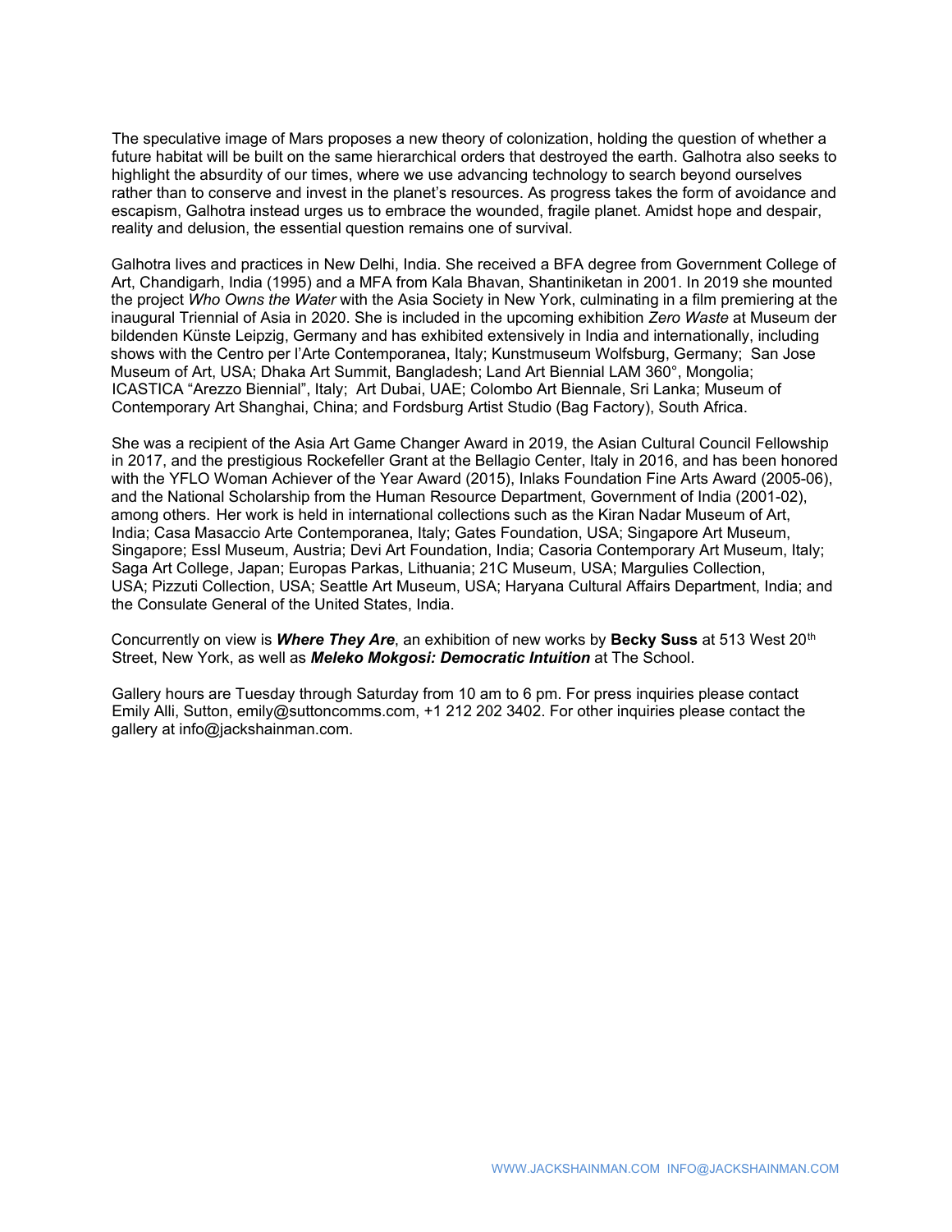The speculative image of Mars proposes a new theory of colonization, holding the question of whether a future habitat will be built on the same hierarchical orders that destroyed the earth. Galhotra also seeks to highlight the absurdity of our times, where we use advancing technology to search beyond ourselves rather than to conserve and invest in the planet's resources. As progress takes the form of avoidance and escapism, Galhotra instead urges us to embrace the wounded, fragile planet. Amidst hope and despair, reality and delusion, the essential question remains one of survival.

Galhotra lives and practices in New Delhi, India. She received a BFA degree from Government College of Art, Chandigarh, India (1995) and a MFA from Kala Bhavan, Shantiniketan in 2001. In 2019 she mounted the project *Who Owns the Water* with the Asia Society in New York, culminating in a film premiering at the inaugural Triennial of Asia in 2020. She is included in the upcoming exhibition *Zero Waste* at Museum der bildenden Künste Leipzig, Germany and has exhibited extensively in India and internationally, including shows with the Centro per l'Arte Contemporanea, Italy; Kunstmuseum Wolfsburg, Germany; San Jose Museum of Art, USA; Dhaka Art Summit, Bangladesh; Land Art Biennial LAM 360°, Mongolia; ICASTICA "Arezzo Biennial", Italy; Art Dubai, UAE; Colombo Art Biennale, Sri Lanka; Museum of Contemporary Art Shanghai, China; and Fordsburg Artist Studio (Bag Factory), South Africa.

She was a recipient of the Asia Art Game Changer Award in 2019, the Asian Cultural Council Fellowship in 2017, and the prestigious Rockefeller Grant at the Bellagio Center, Italy in 2016, and has been honored with the YFLO Woman Achiever of the Year Award (2015), Inlaks Foundation Fine Arts Award (2005-06), and the National Scholarship from the Human Resource Department, Government of India (2001-02), among others. Her work is held in international collections such as the Kiran Nadar Museum of Art, India; Casa Masaccio Arte Contemporanea, Italy; Gates Foundation, USA; Singapore Art Museum, Singapore; Essl Museum, Austria; Devi Art Foundation, India; Casoria Contemporary Art Museum, Italy; Saga Art College, Japan; Europas Parkas, Lithuania; 21C Museum, USA; Margulies Collection, USA; Pizzuti Collection, USA; Seattle Art Museum, USA; Haryana Cultural Affairs Department, India; and the Consulate General of the United States, India.

Concurrently on view is ***Where They Are***, an exhibition of new works by **Becky Suss** at 513 West 20th Street, New York, as well as ***Meleko Mokgosi: Democratic Intuition*** at The School.

Gallery hours are Tuesday through Saturday from 10 am to 6 pm. For press inquiries please contact Emily Alli, Sutton, emily@suttoncomms.com, +1 212 202 3402. For other inquiries please contact the gallery at info@jackshainman.com.